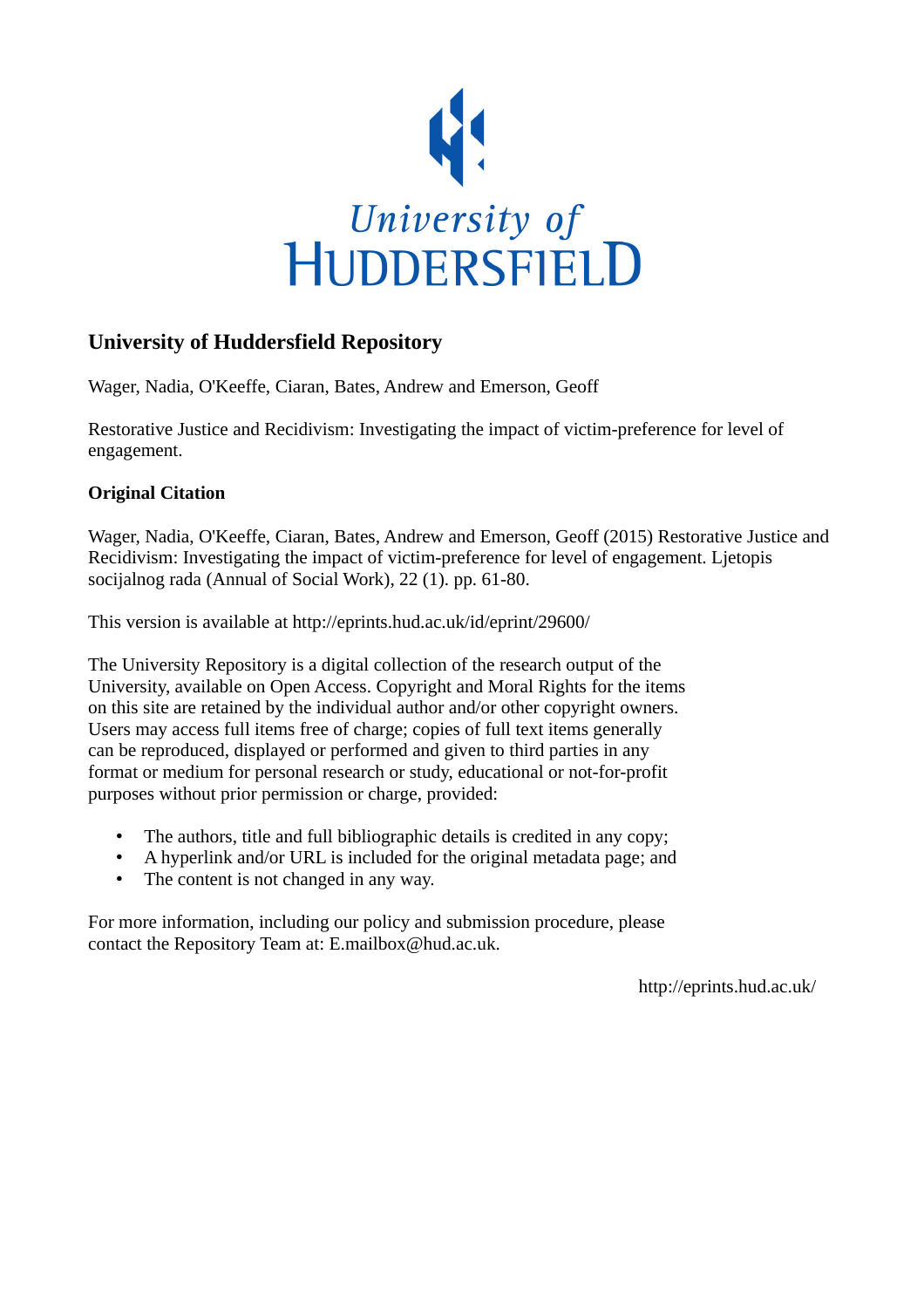# University of Huddersfield Repository

Wager, Nadia, O'Keeffe, Ciaran, Bates, Andrew and Emerson, Geoff

Restorative Justice and Recidivism: Investigating the impact of victim-preference for level of engagement.

## Original Citation

Wager, Nadia, O'Keeffe, Ciaran, Bates, Andrew and Emerson, Geoff (2015) Restorative Justice and Recidivism: Investigating the impact of victim-preference for level of engagement. Ljetopis socijalnog rada (Annual of Social Work), 22 (1). pp. 61-80.

This version is available at http://eprints.hud.ac.uk/id/eprint/29600/

The University Repository is a digital collection of the research output of the University, available on Open Access. Copyright and Moral Rights for the items on this site are retained by the individual author and/or other copyright owners. Users may access full items free of charge; copies of full text items generally can be reproduced, displayed or performed and given to third parties in any format or medium for personal research or study, educational or not-for-profit purposes without prior permission or charge, provided:

- The authors, title and full bibliographic details is credited in any copy;
- A hyperlink and/or URL is included for the original metadata page; and
- The content is not changed in any way.

For more information, including our policy and submission procedure, please contact the Repository Team at: E.mailbox@hud.ac.uk.

http://eprints.hud.ac.uk/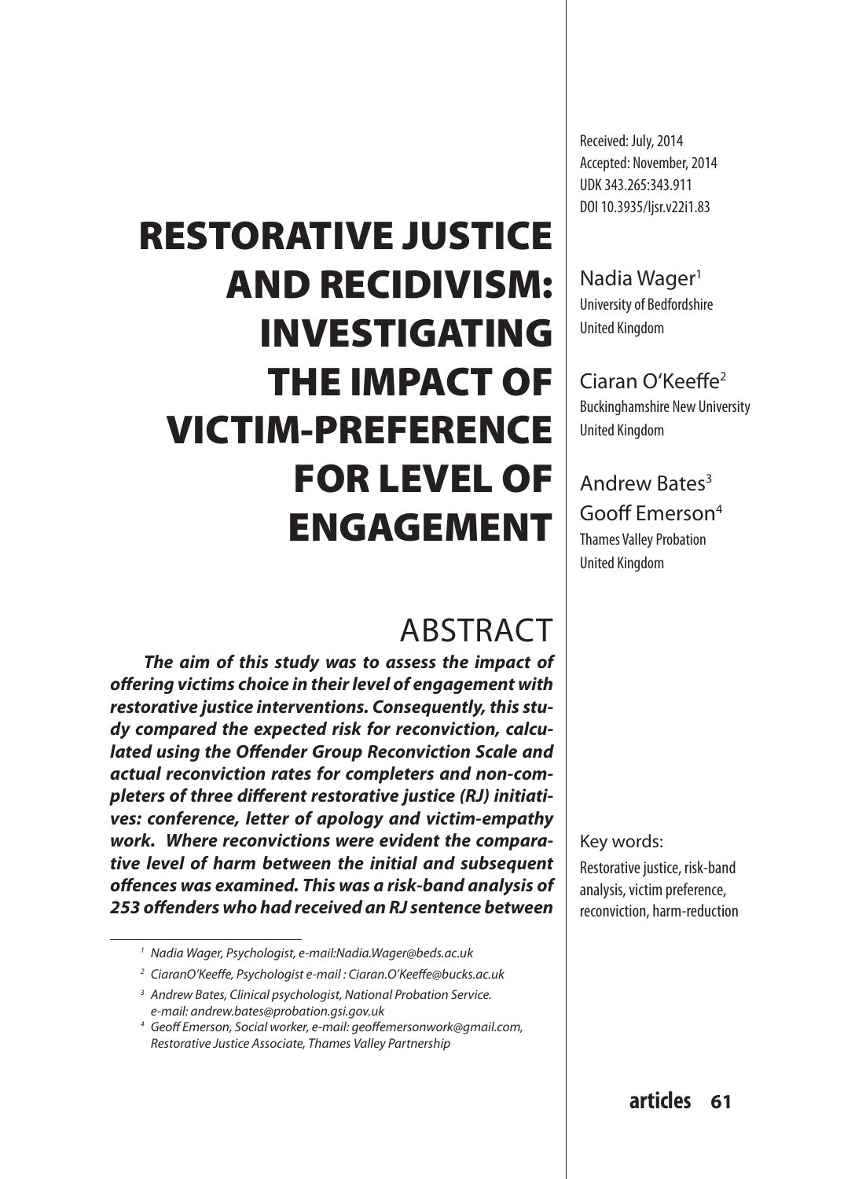Received: July, 2014
Accepted: November, 2014
UDK 343.265:343.911
DOI 10.3935/ljsr.v22i1.83

# RESTORATIVE JUSTICE AND RECIDIVISM: INVESTIGATING THE IMPACT OF VICTIM-PREFERENCE FOR LEVEL OF ENGAGEMENT

Nadia Wager[1]
University of Bedfordshire
United Kingdom

Ciaran O'Keeffe[2]
Buckinghamshire New University
United Kingdom

Andrew Bates[3]
Gooff Emerson[4]
Thames Valley Probation
United Kingdom

## ABSTRACT

***The aim of this study was to assess the impact of offering victims choice in their level of engagement with restorative justice interventions. Consequently, this study compared the expected risk for reconviction, calculated using the Offender Group Reconviction Scale and actual reconviction rates for completers and non-completers of three different restorative justice (RJ) initiatives: conference, letter of apology and victim-empathy work. Where reconvictions were evident the comparative level of harm between the initial and subsequent offences was examined. This was a risk-band analysis of 253 offenders who had received an RJ sentence between***

Key words:
Restorative justice, risk-band analysis, victim preference, reconviction, harm-reduction

---

[1] *Nadia Wager, Psychologist, e-mail:Nadia.Wager@beds.ac.uk*

[2] *CiaranO'Keeffe, Psychologist e-mail : Ciaran.O'Keeffe@bucks.ac.uk*

[3] *Andrew Bates, Clinical psychologist, National Probation Service. e-mail: andrew.bates@probation.gsi.gov.uk*

[4] *Geoff Emerson, Social worker, e-mail: geoffemersonwork@gmail.com, Restorative Justice Associate, Thames Valley Partnership*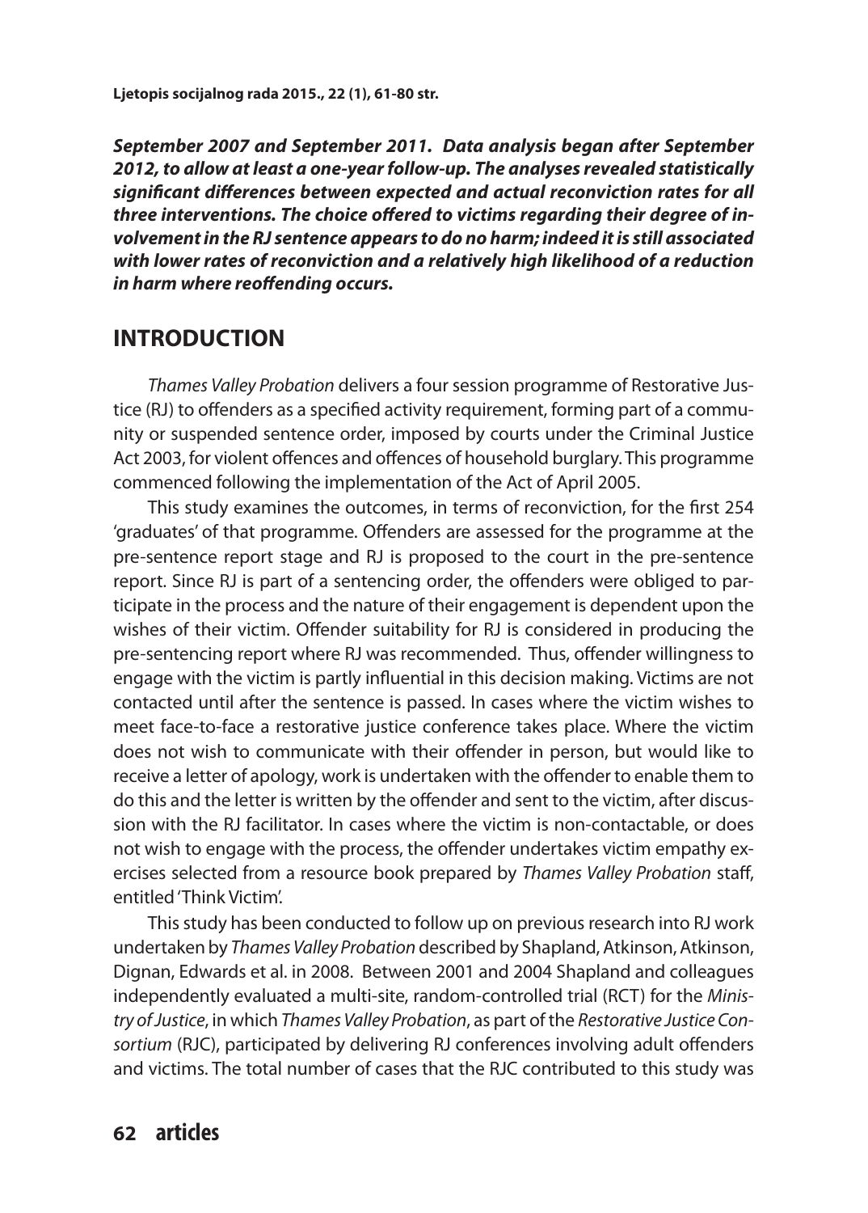***September 2007 and September 2011. Data analysis began after September 2012, to allow at least a one-year follow-up. The analyses revealed statistically significant differences between expected and actual reconviction rates for all three interventions. The choice offered to victims regarding their degree of involvement in the RJ sentence appears to do no harm; indeed it is still associated with lower rates of reconviction and a relatively high likelihood of a reduction in harm where reoffending occurs.***

## INTRODUCTION

*Thames Valley Probation* delivers a four session programme of Restorative Justice (RJ) to offenders as a specified activity requirement, forming part of a community or suspended sentence order, imposed by courts under the Criminal Justice Act 2003, for violent offences and offences of household burglary. This programme commenced following the implementation of the Act of April 2005.

This study examines the outcomes, in terms of reconviction, for the first 254 'graduates' of that programme. Offenders are assessed for the programme at the pre-sentence report stage and RJ is proposed to the court in the pre-sentence report. Since RJ is part of a sentencing order, the offenders were obliged to participate in the process and the nature of their engagement is dependent upon the wishes of their victim. Offender suitability for RJ is considered in producing the pre-sentencing report where RJ was recommended. Thus, offender willingness to engage with the victim is partly influential in this decision making. Victims are not contacted until after the sentence is passed. In cases where the victim wishes to meet face-to-face a restorative justice conference takes place. Where the victim does not wish to communicate with their offender in person, but would like to receive a letter of apology, work is undertaken with the offender to enable them to do this and the letter is written by the offender and sent to the victim, after discussion with the RJ facilitator. In cases where the victim is non-contactable, or does not wish to engage with the process, the offender undertakes victim empathy exercises selected from a resource book prepared by *Thames Valley Probation* staff, entitled 'Think Victim'.

This study has been conducted to follow up on previous research into RJ work undertaken by *Thames Valley Probation* described by Shapland, Atkinson, Atkinson, Dignan, Edwards et al. in 2008. Between 2001 and 2004 Shapland and colleagues independently evaluated a multi-site, random-controlled trial (RCT) for the *Ministry of Justice*, in which *Thames Valley Probation*, as part of the *Restorative Justice Consortium* (RJC), participated by delivering RJ conferences involving adult offenders and victims. The total number of cases that the RJC contributed to this study was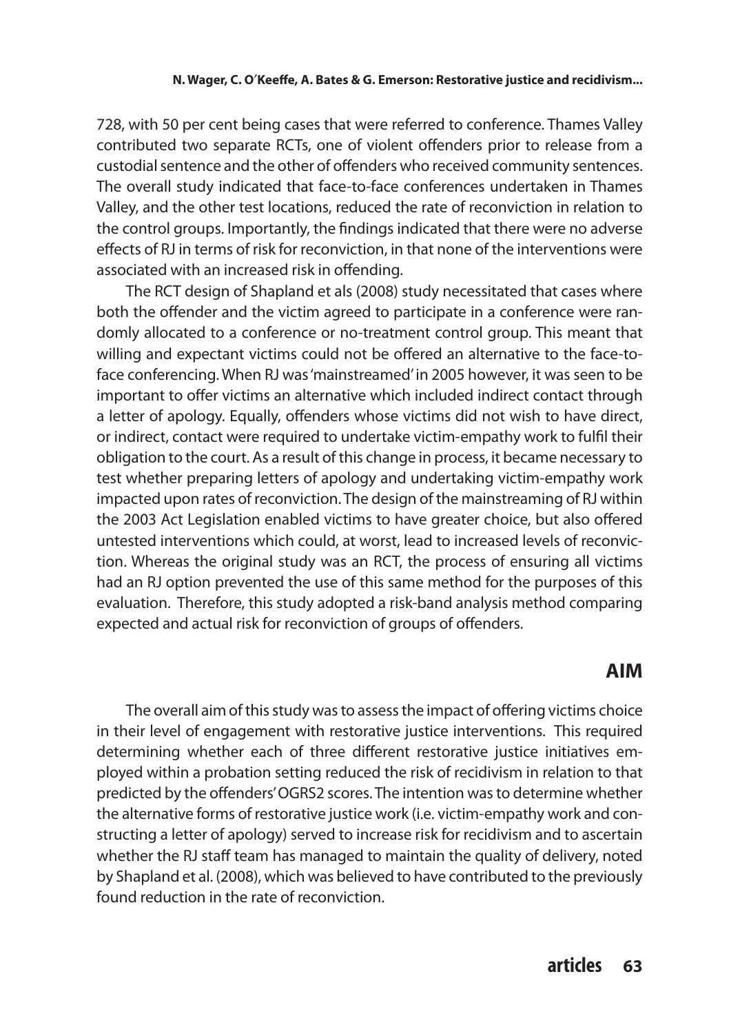728, with 50 per cent being cases that were referred to conference. Thames Valley contributed two separate RCTs, one of violent offenders prior to release from a custodial sentence and the other of offenders who received community sentences. The overall study indicated that face-to-face conferences undertaken in Thames Valley, and the other test locations, reduced the rate of reconviction in relation to the control groups. Importantly, the findings indicated that there were no adverse effects of RJ in terms of risk for reconviction, in that none of the interventions were associated with an increased risk in offending.

The RCT design of Shapland et als (2008) study necessitated that cases where both the offender and the victim agreed to participate in a conference were randomly allocated to a conference or no-treatment control group. This meant that willing and expectant victims could not be offered an alternative to the face-to-face conferencing. When RJ was 'mainstreamed' in 2005 however, it was seen to be important to offer victims an alternative which included indirect contact through a letter of apology. Equally, offenders whose victims did not wish to have direct, or indirect, contact were required to undertake victim-empathy work to fulfil their obligation to the court. As a result of this change in process, it became necessary to test whether preparing letters of apology and undertaking victim-empathy work impacted upon rates of reconviction. The design of the mainstreaming of RJ within the 2003 Act Legislation enabled victims to have greater choice, but also offered untested interventions which could, at worst, lead to increased levels of reconviction. Whereas the original study was an RCT, the process of ensuring all victims had an RJ option prevented the use of this same method for the purposes of this evaluation. Therefore, this study adopted a risk-band analysis method comparing expected and actual risk for reconviction of groups of offenders.

## AIM

The overall aim of this study was to assess the impact of offering victims choice in their level of engagement with restorative justice interventions. This required determining whether each of three different restorative justice initiatives employed within a probation setting reduced the risk of recidivism in relation to that predicted by the offenders' OGRS2 scores. The intention was to determine whether the alternative forms of restorative justice work (i.e. victim-empathy work and constructing a letter of apology) served to increase risk for recidivism and to ascertain whether the RJ staff team has managed to maintain the quality of delivery, noted by Shapland et al. (2008), which was believed to have contributed to the previously found reduction in the rate of reconviction.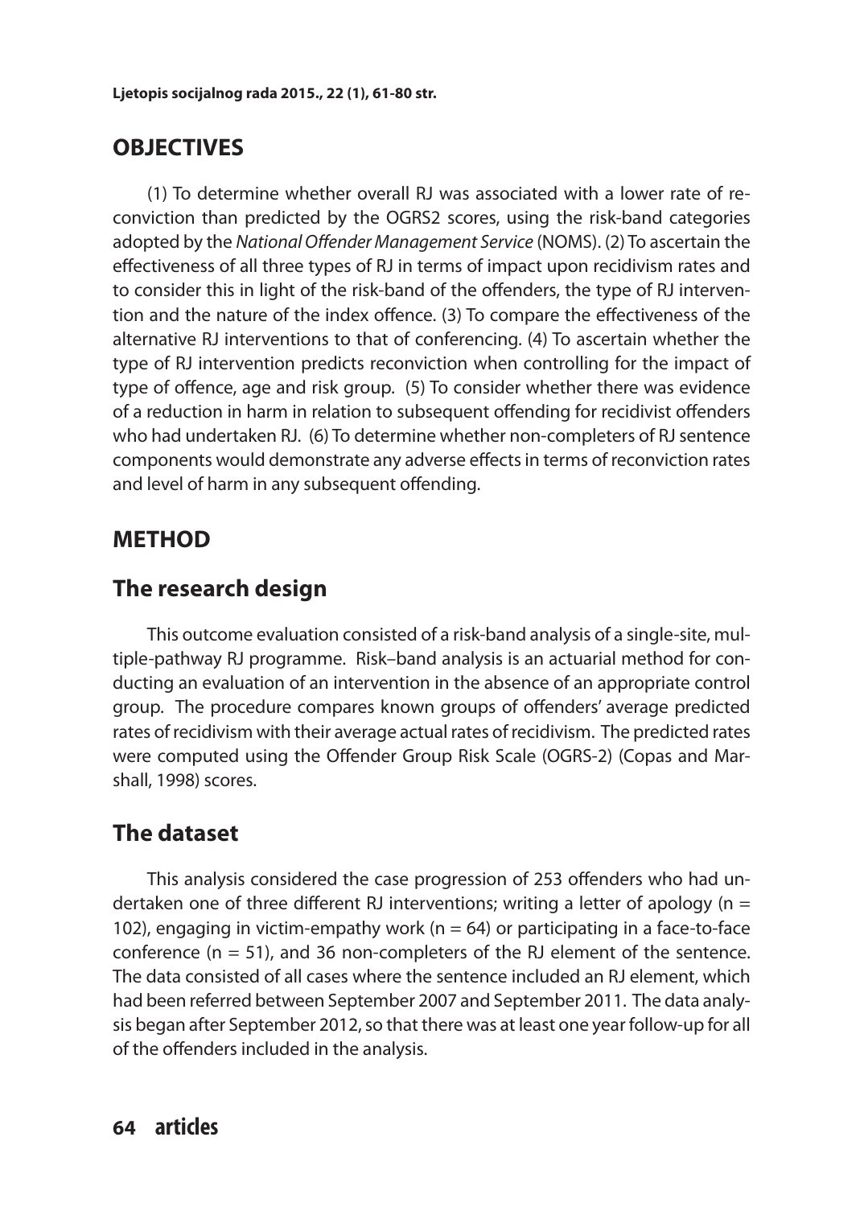## OBJECTIVES

(1) To determine whether overall RJ was associated with a lower rate of reconviction than predicted by the OGRS2 scores, using the risk-band categories adopted by the *National Offender Management Service* (NOMS). (2) To ascertain the effectiveness of all three types of RJ in terms of impact upon recidivism rates and to consider this in light of the risk-band of the offenders, the type of RJ intervention and the nature of the index offence. (3) To compare the effectiveness of the alternative RJ interventions to that of conferencing. (4) To ascertain whether the type of RJ intervention predicts reconviction when controlling for the impact of type of offence, age and risk group. (5) To consider whether there was evidence of a reduction in harm in relation to subsequent offending for recidivist offenders who had undertaken RJ. (6) To determine whether non-completers of RJ sentence components would demonstrate any adverse effects in terms of reconviction rates and level of harm in any subsequent offending.

## METHOD

### The research design

This outcome evaluation consisted of a risk-band analysis of a single-site, multiple-pathway RJ programme. Risk–band analysis is an actuarial method for conducting an evaluation of an intervention in the absence of an appropriate control group. The procedure compares known groups of offenders' average predicted rates of recidivism with their average actual rates of recidivism. The predicted rates were computed using the Offender Group Risk Scale (OGRS-2) (Copas and Marshall, 1998) scores.

### The dataset

This analysis considered the case progression of 253 offenders who had undertaken one of three different RJ interventions; writing a letter of apology ($n = 102$), engaging in victim-empathy work ($n = 64$) or participating in a face-to-face conference ($n = 51$), and 36 non-completers of the RJ element of the sentence. The data consisted of all cases where the sentence included an RJ element, which had been referred between September 2007 and September 2011. The data analysis began after September 2012, so that there was at least one year follow-up for all of the offenders included in the analysis.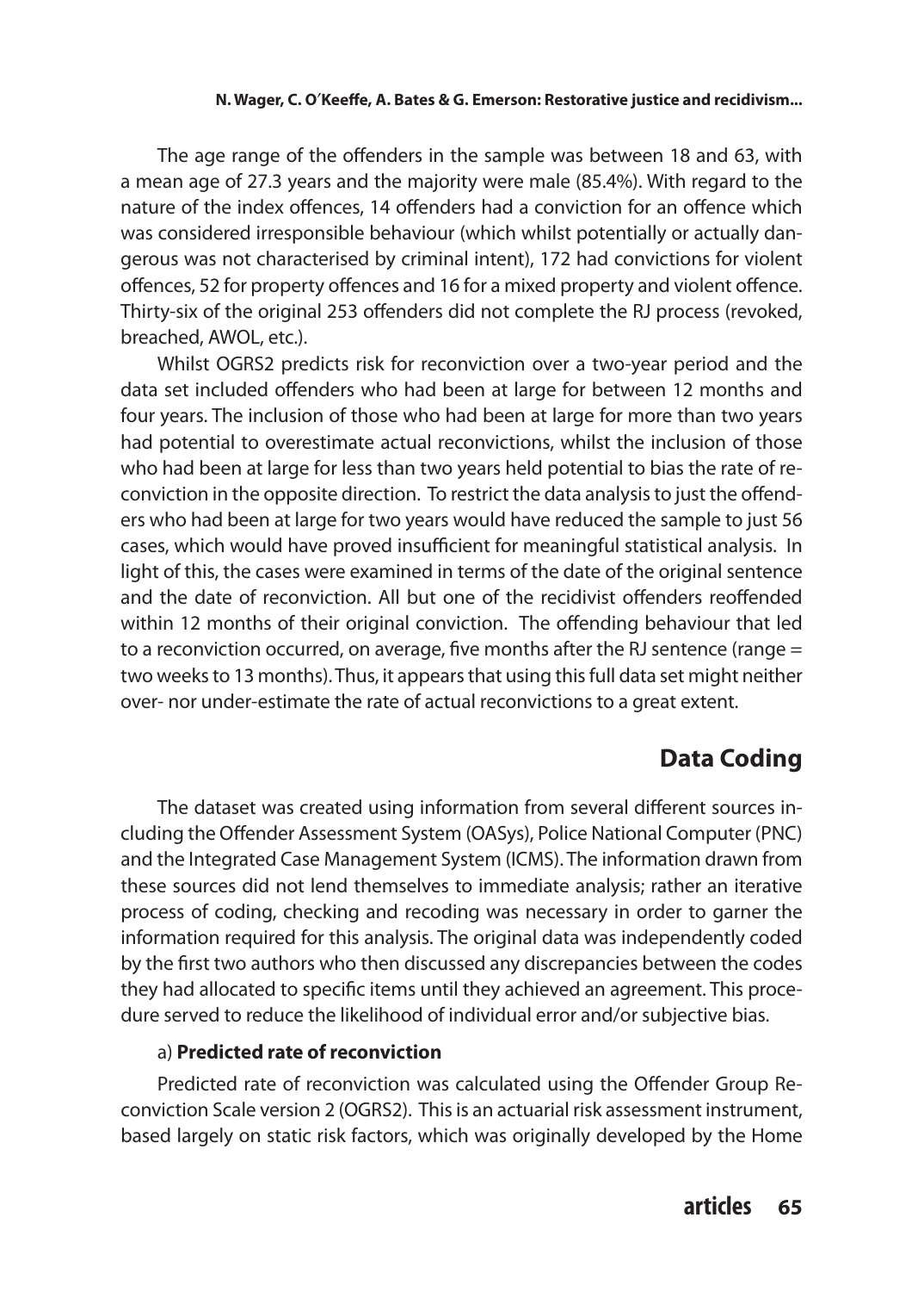The age range of the offenders in the sample was between 18 and 63, with a mean age of 27.3 years and the majority were male (85.4%). With regard to the nature of the index offences, 14 offenders had a conviction for an offence which was considered irresponsible behaviour (which whilst potentially or actually dangerous was not characterised by criminal intent), 172 had convictions for violent offences, 52 for property offences and 16 for a mixed property and violent offence. Thirty-six of the original 253 offenders did not complete the RJ process (revoked, breached, AWOL, etc.).

Whilst OGRS2 predicts risk for reconviction over a two-year period and the data set included offenders who had been at large for between 12 months and four years. The inclusion of those who had been at large for more than two years had potential to overestimate actual reconvictions, whilst the inclusion of those who had been at large for less than two years held potential to bias the rate of reconviction in the opposite direction. To restrict the data analysis to just the offenders who had been at large for two years would have reduced the sample to just 56 cases, which would have proved insufficient for meaningful statistical analysis. In light of this, the cases were examined in terms of the date of the original sentence and the date of reconviction. All but one of the recidivist offenders reoffended within 12 months of their original conviction. The offending behaviour that led to a reconviction occurred, on average, five months after the RJ sentence (range = two weeks to 13 months). Thus, it appears that using this full data set might neither over- nor under-estimate the rate of actual reconvictions to a great extent.

## Data Coding

The dataset was created using information from several different sources including the Offender Assessment System (OASys), Police National Computer (PNC) and the Integrated Case Management System (ICMS). The information drawn from these sources did not lend themselves to immediate analysis; rather an iterative process of coding, checking and recoding was necessary in order to garner the information required for this analysis. The original data was independently coded by the first two authors who then discussed any discrepancies between the codes they had allocated to specific items until they achieved an agreement. This procedure served to reduce the likelihood of individual error and/or subjective bias.

a) **Predicted rate of reconviction**

Predicted rate of reconviction was calculated using the Offender Group Reconviction Scale version 2 (OGRS2). This is an actuarial risk assessment instrument, based largely on static risk factors, which was originally developed by the Home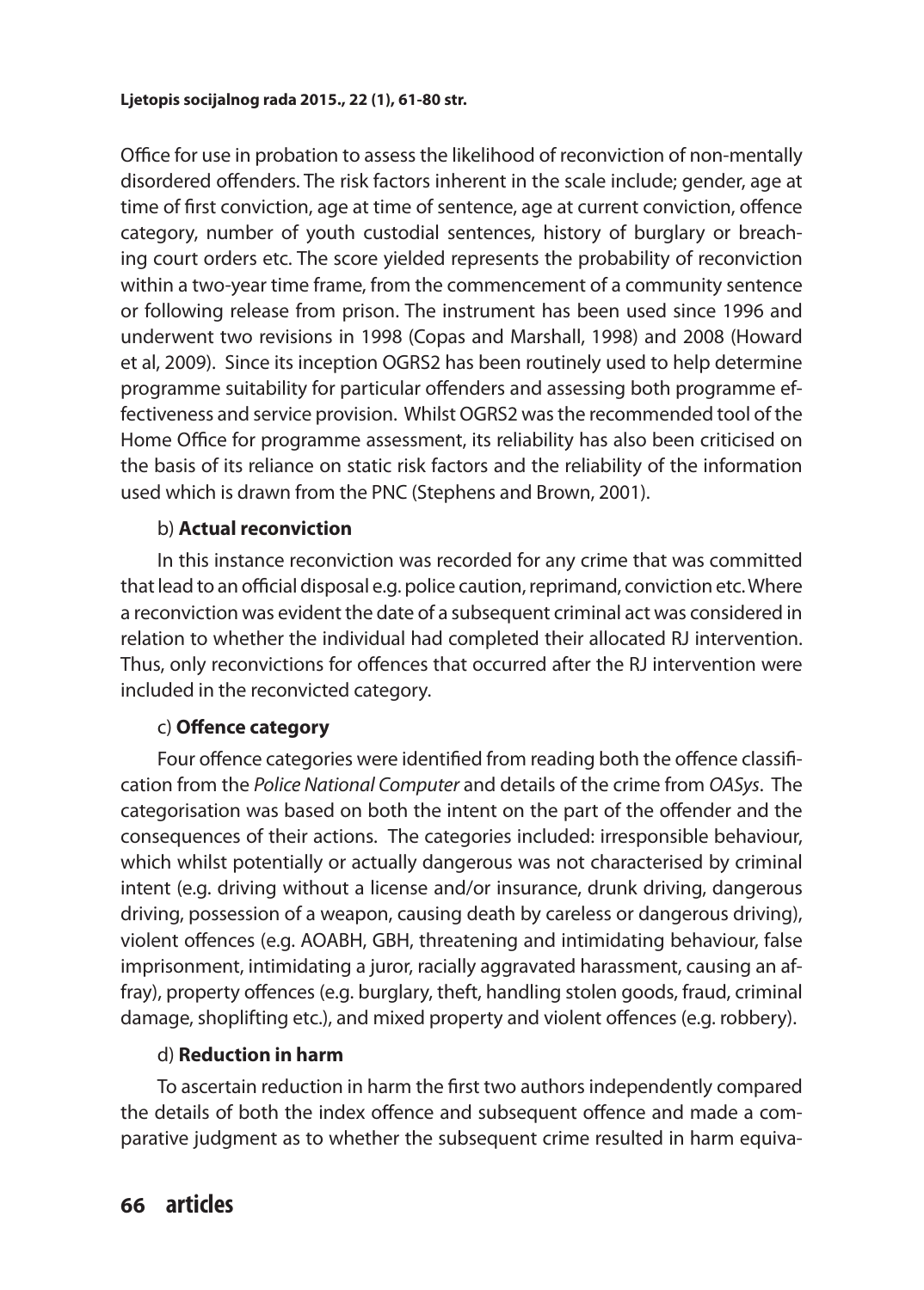Office for use in probation to assess the likelihood of reconviction of non-mentally disordered offenders. The risk factors inherent in the scale include; gender, age at time of first conviction, age at time of sentence, age at current conviction, offence category, number of youth custodial sentences, history of burglary or breaching court orders etc. The score yielded represents the probability of reconviction within a two-year time frame, from the commencement of a community sentence or following release from prison. The instrument has been used since 1996 and underwent two revisions in 1998 (Copas and Marshall, 1998) and 2008 (Howard et al, 2009). Since its inception OGRS2 has been routinely used to help determine programme suitability for particular offenders and assessing both programme effectiveness and service provision. Whilst OGRS2 was the recommended tool of the Home Office for programme assessment, its reliability has also been criticised on the basis of its reliance on static risk factors and the reliability of the information used which is drawn from the PNC (Stephens and Brown, 2001).

b) **Actual reconviction**

In this instance reconviction was recorded for any crime that was committed that lead to an official disposal e.g. police caution, reprimand, conviction etc. Where a reconviction was evident the date of a subsequent criminal act was considered in relation to whether the individual had completed their allocated RJ intervention. Thus, only reconvictions for offences that occurred after the RJ intervention were included in the reconvicted category.

c) **Offence category**

Four offence categories were identified from reading both the offence classification from the *Police National Computer* and details of the crime from *OASys*. The categorisation was based on both the intent on the part of the offender and the consequences of their actions. The categories included: irresponsible behaviour, which whilst potentially or actually dangerous was not characterised by criminal intent (e.g. driving without a license and/or insurance, drunk driving, dangerous driving, possession of a weapon, causing death by careless or dangerous driving), violent offences (e.g. AOABH, GBH, threatening and intimidating behaviour, false imprisonment, intimidating a juror, racially aggravated harassment, causing an affray), property offences (e.g. burglary, theft, handling stolen goods, fraud, criminal damage, shoplifting etc.), and mixed property and violent offences (e.g. robbery).

d) **Reduction in harm**

To ascertain reduction in harm the first two authors independently compared the details of both the index offence and subsequent offence and made a comparative judgment as to whether the subsequent crime resulted in harm equiva-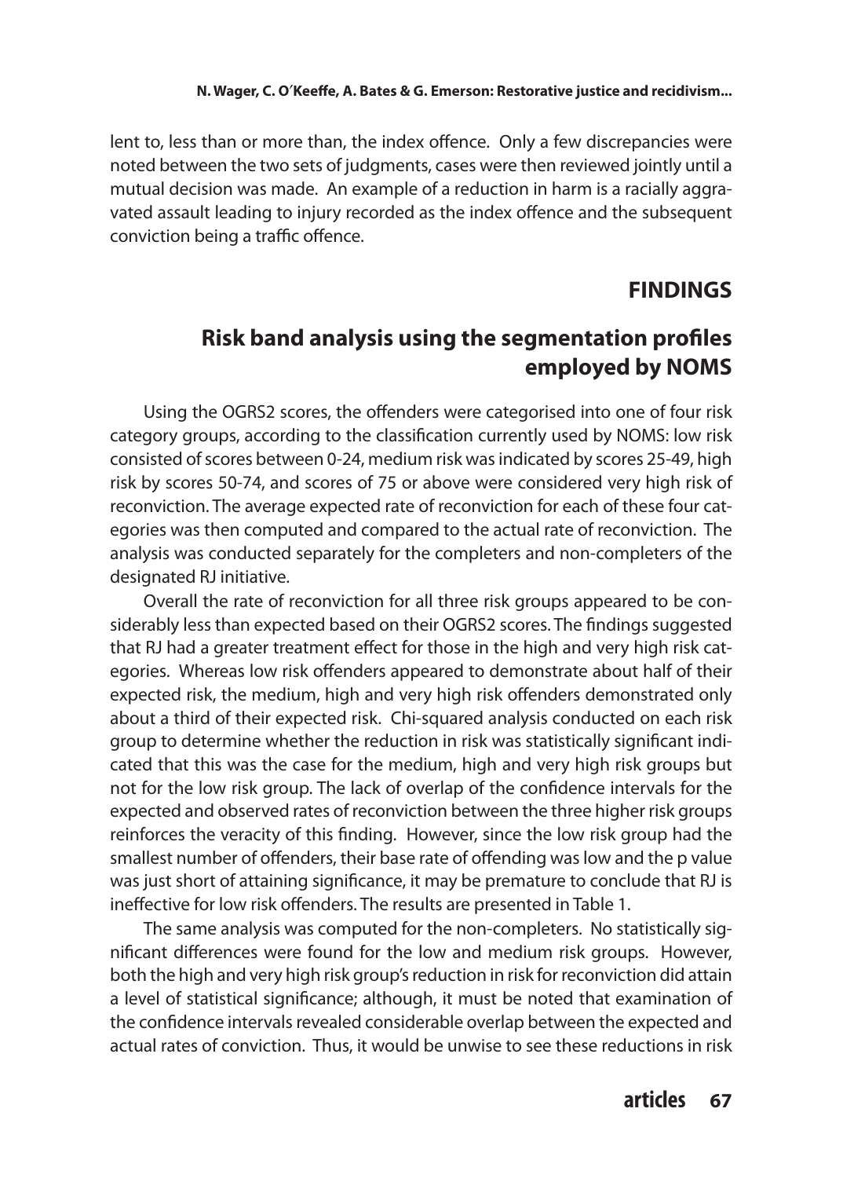lent to, less than or more than, the index offence. Only a few discrepancies were noted between the two sets of judgments, cases were then reviewed jointly until a mutual decision was made. An example of a reduction in harm is a racially aggravated assault leading to injury recorded as the index offence and the subsequent conviction being a traffic offence.

## FINDINGS

### Risk band analysis using the segmentation profiles employed by NOMS

Using the OGRS2 scores, the offenders were categorised into one of four risk category groups, according to the classification currently used by NOMS: low risk consisted of scores between 0-24, medium risk was indicated by scores 25-49, high risk by scores 50-74, and scores of 75 or above were considered very high risk of reconviction. The average expected rate of reconviction for each of these four categories was then computed and compared to the actual rate of reconviction. The analysis was conducted separately for the completers and non-completers of the designated RJ initiative.

Overall the rate of reconviction for all three risk groups appeared to be considerably less than expected based on their OGRS2 scores. The findings suggested that RJ had a greater treatment effect for those in the high and very high risk categories. Whereas low risk offenders appeared to demonstrate about half of their expected risk, the medium, high and very high risk offenders demonstrated only about a third of their expected risk. Chi-squared analysis conducted on each risk group to determine whether the reduction in risk was statistically significant indicated that this was the case for the medium, high and very high risk groups but not for the low risk group. The lack of overlap of the confidence intervals for the expected and observed rates of reconviction between the three higher risk groups reinforces the veracity of this finding. However, since the low risk group had the smallest number of offenders, their base rate of offending was low and the p value was just short of attaining significance, it may be premature to conclude that RJ is ineffective for low risk offenders. The results are presented in Table 1.

The same analysis was computed for the non-completers. No statistically significant differences were found for the low and medium risk groups. However, both the high and very high risk group's reduction in risk for reconviction did attain a level of statistical significance; although, it must be noted that examination of the confidence intervals revealed considerable overlap between the expected and actual rates of conviction. Thus, it would be unwise to see these reductions in risk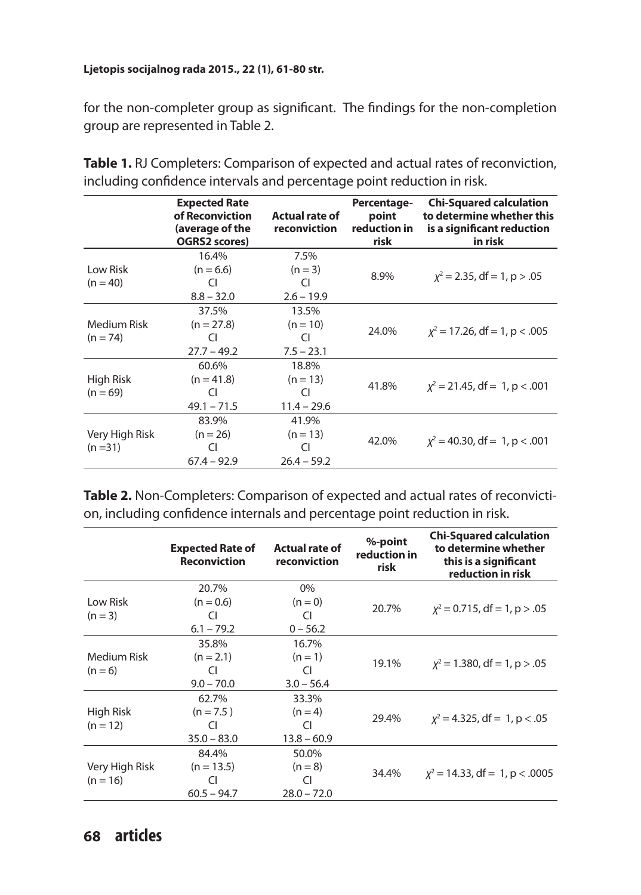for the non-completer group as significant. The findings for the non-completion group are represented in Table 2.

**Table 1.** RJ Completers: Comparison of expected and actual rates of reconviction, including confidence intervals and percentage point reduction in risk.

| | Expected Rate of Reconviction (average of the OGRS2 scores) | Actual rate of reconviction | Percentage-point reduction in risk | Chi-Squared calculation to determine whether this is a significant reduction in risk |
|---|---|---|---|---|
| Low Risk (n = 40) | 16.4% (n = 6.6) CI 8.8 – 32.0 | 7.5% (n = 3) CI 2.6 – 19.9 | 8.9% | $\chi^2 = 2.35$, df = 1, $p > .05$ |
| Medium Risk (n = 74) | 37.5% (n = 27.8) CI 27.7 – 49.2 | 13.5% (n = 10) CI 7.5 – 23.1 | 24.0% | $\chi^2 = 17.26$, df = 1, $p < .005$ |
| High Risk (n = 69) | 60.6% (n = 41.8) CI 49.1 – 71.5 | 18.8% (n = 13) CI 11.4 – 29.6 | 41.8% | $\chi^2 = 21.45$, df = 1, $p < .001$ |
| Very High Risk (n =31) | 83.9% (n = 26) CI 67.4 – 92.9 | 41.9% (n = 13) CI 26.4 – 59.2 | 42.0% | $\chi^2 = 40.30$, df = 1, $p < .001$ |

**Table 2.** Non-Completers: Comparison of expected and actual rates of reconviction, including confidence internals and percentage point reduction in risk.

| | Expected Rate of Reconviction | Actual rate of reconviction | %-point reduction in risk | Chi-Squared calculation to determine whether this is a significant reduction in risk |
|---|---|---|---|---|
| Low Risk (n = 3) | 20.7% (n = 0.6) CI 6.1 – 79.2 | 0% (n = 0) CI 0 – 56.2 | 20.7% | $\chi^2 = 0.715$, df = 1, $p > .05$ |
| Medium Risk (n = 6) | 35.8% (n = 2.1) CI 9.0 – 70.0 | 16.7% (n = 1) CI 3.0 – 56.4 | 19.1% | $\chi^2 = 1.380$, df = 1, $p > .05$ |
| High Risk (n = 12) | 62.7% (n = 7.5 ) CI 35.0 – 83.0 | 33.3% (n = 4) CI 13.8 – 60.9 | 29.4% | $\chi^2 = 4.325$, df = 1, $p < .05$ |
| Very High Risk (n = 16) | 84.4% (n = 13.5) CI 60.5 – 94.7 | 50.0% (n = 8) CI 28.0 – 72.0 | 34.4% | $\chi^2 = 14.33$, df = 1, $p < .0005$ |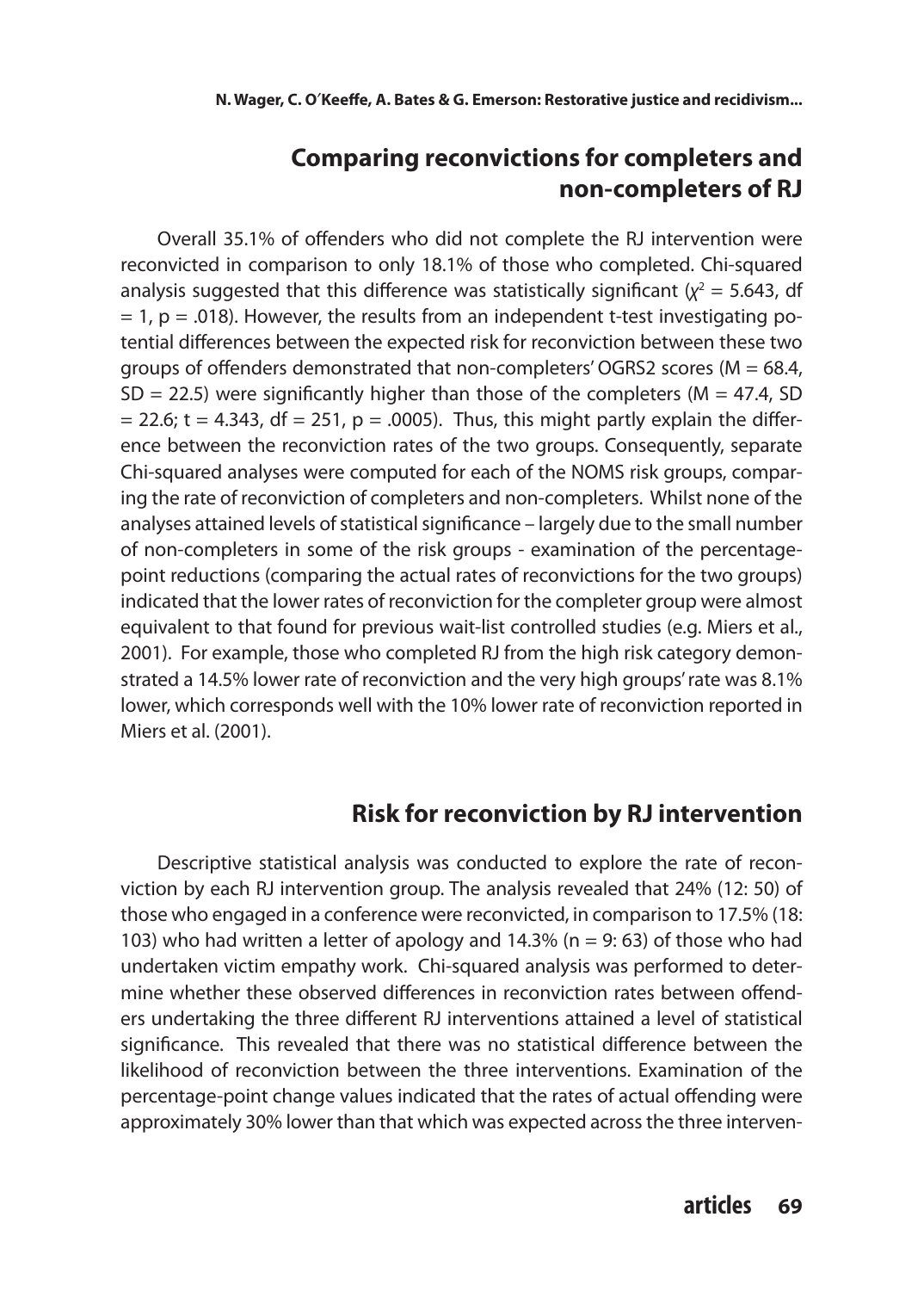## Comparing reconvictions for completers and non-completers of RJ

Overall 35.1% of offenders who did not complete the RJ intervention were reconvicted in comparison to only 18.1% of those who completed. Chi-squared analysis suggested that this difference was statistically significant ($\chi^2 = 5.643$, df $= 1$, $p = .018$). However, the results from an independent t-test investigating potential differences between the expected risk for reconviction between these two groups of offenders demonstrated that non-completers' OGRS2 scores ($M = 68.4$, $SD = 22.5$) were significantly higher than those of the completers ($M = 47.4$, $SD = 22.6$; $t = 4.343$, df $= 251$, $p = .0005$). Thus, this might partly explain the difference between the reconviction rates of the two groups. Consequently, separate Chi-squared analyses were computed for each of the NOMS risk groups, comparing the rate of reconviction of completers and non-completers. Whilst none of the analyses attained levels of statistical significance – largely due to the small number of non-completers in some of the risk groups - examination of the percentage-point reductions (comparing the actual rates of reconvictions for the two groups) indicated that the lower rates of reconviction for the completer group were almost equivalent to that found for previous wait-list controlled studies (e.g. Miers et al., 2001). For example, those who completed RJ from the high risk category demonstrated a 14.5% lower rate of reconviction and the very high groups' rate was 8.1% lower, which corresponds well with the 10% lower rate of reconviction reported in Miers et al. (2001).

## Risk for reconviction by RJ intervention

Descriptive statistical analysis was conducted to explore the rate of reconviction by each RJ intervention group. The analysis revealed that 24% (12: 50) of those who engaged in a conference were reconvicted, in comparison to 17.5% (18: 103) who had written a letter of apology and 14.3% (n = 9: 63) of those who had undertaken victim empathy work. Chi-squared analysis was performed to determine whether these observed differences in reconviction rates between offenders undertaking the three different RJ interventions attained a level of statistical significance. This revealed that there was no statistical difference between the likelihood of reconviction between the three interventions. Examination of the percentage-point change values indicated that the rates of actual offending were approximately 30% lower than that which was expected across the three interven-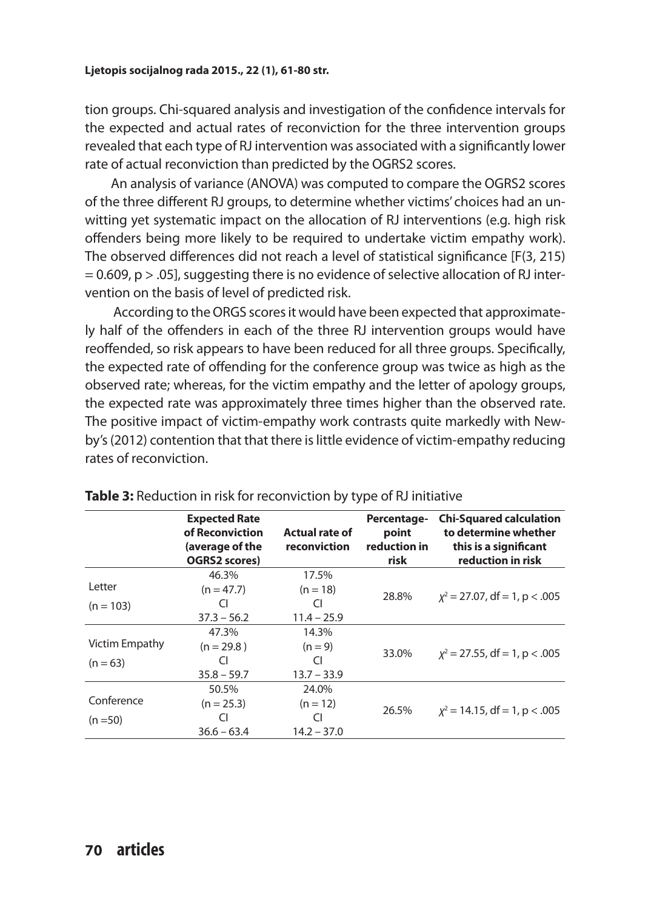tion groups. Chi-squared analysis and investigation of the confidence intervals for the expected and actual rates of reconviction for the three intervention groups revealed that each type of RJ intervention was associated with a significantly lower rate of actual reconviction than predicted by the OGRS2 scores.

An analysis of variance (ANOVA) was computed to compare the OGRS2 scores of the three different RJ groups, to determine whether victims' choices had an unwitting yet systematic impact on the allocation of RJ interventions (e.g. high risk offenders being more likely to be required to undertake victim empathy work). The observed differences did not reach a level of statistical significance [$F(3, 215) = 0.609$, $p > .05$], suggesting there is no evidence of selective allocation of RJ intervention on the basis of level of predicted risk.

According to the ORGS scores it would have been expected that approximately half of the offenders in each of the three RJ intervention groups would have reoffended, so risk appears to have been reduced for all three groups. Specifically, the expected rate of offending for the conference group was twice as high as the observed rate; whereas, for the victim empathy and the letter of apology groups, the expected rate was approximately three times higher than the observed rate. The positive impact of victim-empathy work contrasts quite markedly with Newby's (2012) contention that that there is little evidence of victim-empathy reducing rates of reconviction.

**Table 3:** Reduction in risk for reconviction by type of RJ initiative

| | Expected Rate of Reconviction (average of the OGRS2 scores) | Actual rate of reconviction | Percentage-point reduction in risk | Chi-Squared calculation to determine whether this is a significant reduction in risk |
|---|---|---|---|---|
| Letter (n = 103) | 46.3% (n = 47.7) CI 37.3 – 56.2 | 17.5% (n = 18) CI 11.4 – 25.9 | 28.8% | $\chi^2 = 27.07$, df = 1, $p < .005$ |
| Victim Empathy (n = 63) | 47.3% (n = 29.8 ) CI 35.8 – 59.7 | 14.3% (n = 9) CI 13.7 – 33.9 | 33.0% | $\chi^2 = 27.55$, df = 1, $p < .005$ |
| Conference (n =50) | 50.5% (n = 25.3) CI 36.6 – 63.4 | 24.0% (n = 12) CI 14.2 – 37.0 | 26.5% | $\chi^2 = 14.15$, df = 1, $p < .005$ |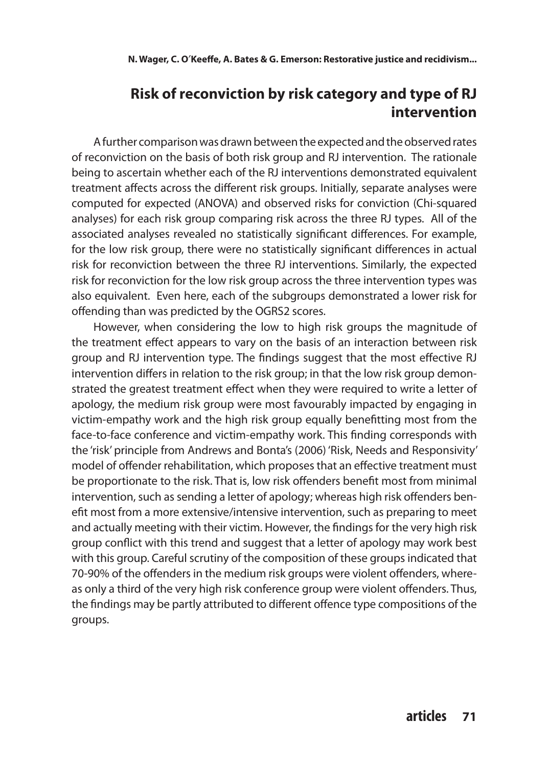## Risk of reconviction by risk category and type of RJ intervention

A further comparison was drawn between the expected and the observed rates of reconviction on the basis of both risk group and RJ intervention. The rationale being to ascertain whether each of the RJ interventions demonstrated equivalent treatment affects across the different risk groups. Initially, separate analyses were computed for expected (ANOVA) and observed risks for conviction (Chi-squared analyses) for each risk group comparing risk across the three RJ types. All of the associated analyses revealed no statistically significant differences. For example, for the low risk group, there were no statistically significant differences in actual risk for reconviction between the three RJ interventions. Similarly, the expected risk for reconviction for the low risk group across the three intervention types was also equivalent. Even here, each of the subgroups demonstrated a lower risk for offending than was predicted by the OGRS2 scores.

However, when considering the low to high risk groups the magnitude of the treatment effect appears to vary on the basis of an interaction between risk group and RJ intervention type. The findings suggest that the most effective RJ intervention differs in relation to the risk group; in that the low risk group demonstrated the greatest treatment effect when they were required to write a letter of apology, the medium risk group were most favourably impacted by engaging in victim-empathy work and the high risk group equally benefitting most from the face-to-face conference and victim-empathy work. This finding corresponds with the 'risk' principle from Andrews and Bonta's (2006) 'Risk, Needs and Responsivity' model of offender rehabilitation, which proposes that an effective treatment must be proportionate to the risk. That is, low risk offenders benefit most from minimal intervention, such as sending a letter of apology; whereas high risk offenders benefit most from a more extensive/intensive intervention, such as preparing to meet and actually meeting with their victim. However, the findings for the very high risk group conflict with this trend and suggest that a letter of apology may work best with this group. Careful scrutiny of the composition of these groups indicated that 70-90% of the offenders in the medium risk groups were violent offenders, whereas only a third of the very high risk conference group were violent offenders. Thus, the findings may be partly attributed to different offence type compositions of the groups.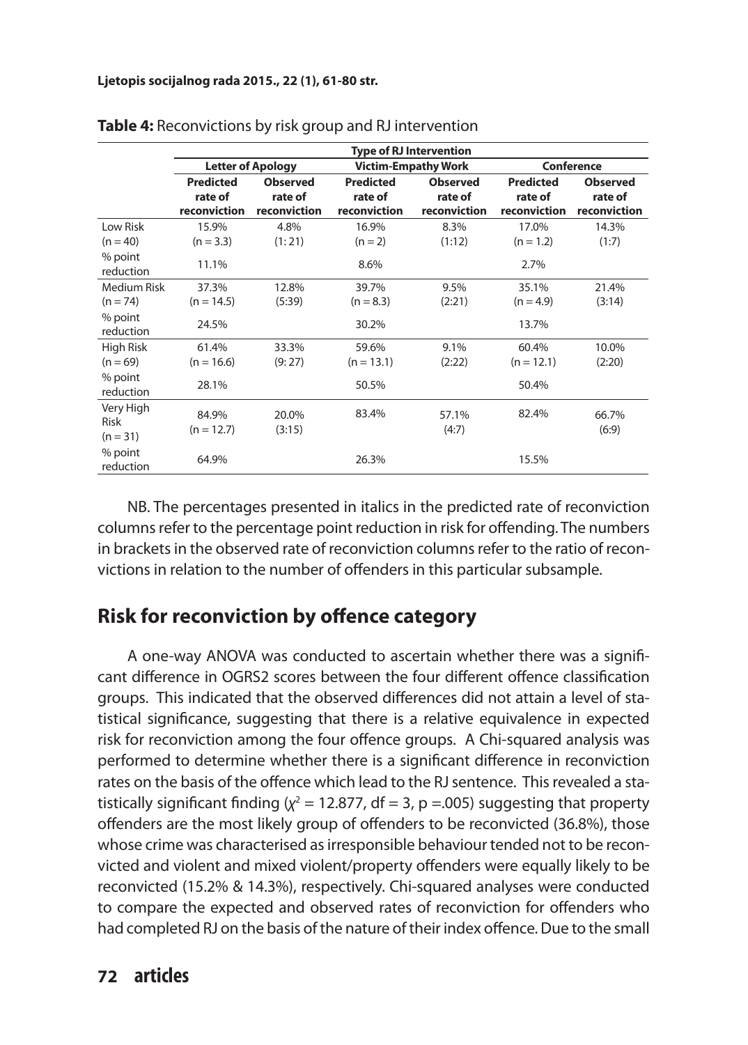**Table 4:** Reconvictions by risk group and RJ intervention

| | Type of RJ Intervention | | | | | |
|---|---|---|---|---|---|---|
| | Letter of Apology | | Victim-Empathy Work | | Conference | |
| | Predicted rate of reconviction | Observed rate of reconviction | Predicted rate of reconviction | Observed rate of reconviction | Predicted rate of reconviction | Observed rate of reconviction |
| Low Risk (n = 40) | 15.9% (n = 3.3) | 4.8% (1: 21) | 16.9% (n = 2) | 8.3% (1:12) | 17.0% (n = 1.2) | 14.3% (1:7) |
| % point reduction | 11.1% | | 8.6% | | 2.7% | |
| Medium Risk (n = 74) | 37.3% (n = 14.5) | 12.8% (5:39) | 39.7% (n = 8.3) | 9.5% (2:21) | 35.1% (n = 4.9) | 21.4% (3:14) |
| % point reduction | 24.5% | | 30.2% | | 13.7% | |
| High Risk (n = 69) | 61.4% (n = 16.6) | 33.3% (9: 27) | 59.6% (n = 13.1) | 9.1% (2:22) | 60.4% (n = 12.1) | 10.0% (2:20) |
| % point reduction | 28.1% | | 50.5% | | 50.4% | |
| Very High Risk (n = 31) | 84.9% (n = 12.7) | 20.0% (3:15) | 83.4% | 57.1% (4:7) | 82.4% | 66.7% (6:9) |
| % point reduction | 64.9% | | 26.3% | | 15.5% | |

NB. The percentages presented in italics in the predicted rate of reconviction columns refer to the percentage point reduction in risk for offending. The numbers in brackets in the observed rate of reconviction columns refer to the ratio of reconvictions in relation to the number of offenders in this particular subsample.

## Risk for reconviction by offence category

A one-way ANOVA was conducted to ascertain whether there was a significant difference in OGRS2 scores between the four different offence classification groups. This indicated that the observed differences did not attain a level of statistical significance, suggesting that there is a relative equivalence in expected risk for reconviction among the four offence groups. A Chi-squared analysis was performed to determine whether there is a significant difference in reconviction rates on the basis of the offence which lead to the RJ sentence. This revealed a statistically significant finding ($\chi^2 = 12.877$, df = 3, p =.005) suggesting that property offenders are the most likely group of offenders to be reconvicted (36.8%), those whose crime was characterised as irresponsible behaviour tended not to be reconvicted and violent and mixed violent/property offenders were equally likely to be reconvicted (15.2% & 14.3%), respectively. Chi-squared analyses were conducted to compare the expected and observed rates of reconviction for offenders who had completed RJ on the basis of the nature of their index offence. Due to the small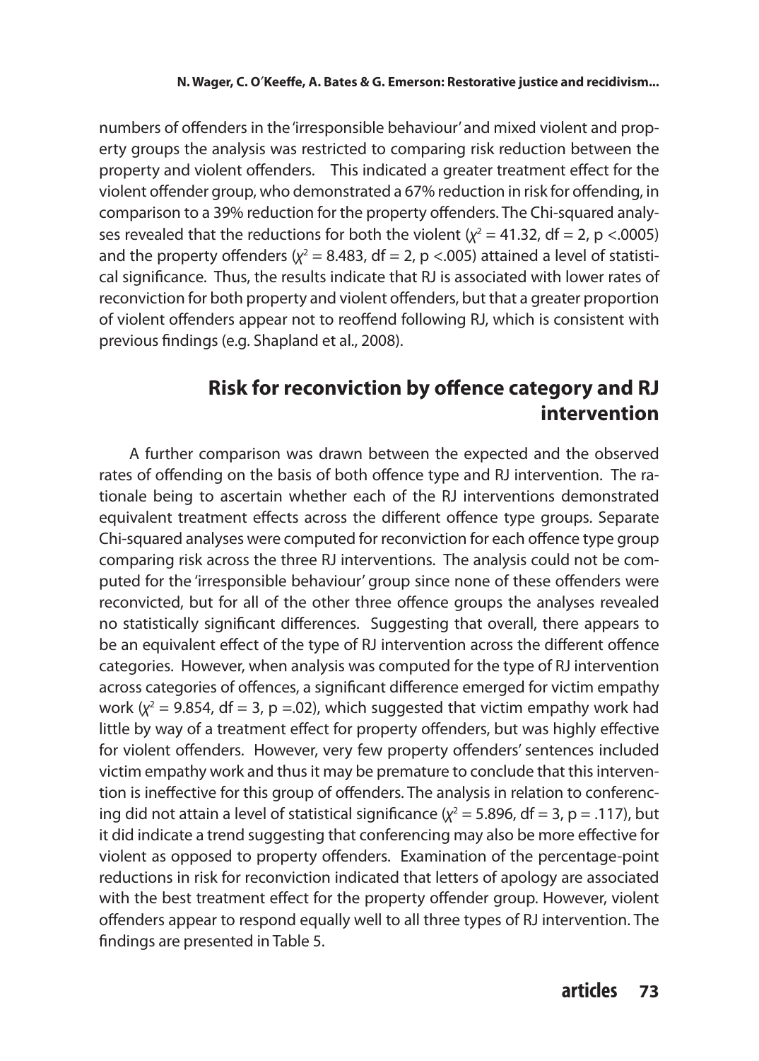numbers of offenders in the 'irresponsible behaviour' and mixed violent and property groups the analysis was restricted to comparing risk reduction between the property and violent offenders. This indicated a greater treatment effect for the violent offender group, who demonstrated a 67% reduction in risk for offending, in comparison to a 39% reduction for the property offenders. The Chi-squared analyses revealed that the reductions for both the violent ($\chi^2 = 41.32$, df = 2, p <.0005) and the property offenders ($\chi^2 = 8.483$, df = 2, p <.005) attained a level of statistical significance. Thus, the results indicate that RJ is associated with lower rates of reconviction for both property and violent offenders, but that a greater proportion of violent offenders appear not to reoffend following RJ, which is consistent with previous findings (e.g. Shapland et al., 2008).

## Risk for reconviction by offence category and RJ intervention

A further comparison was drawn between the expected and the observed rates of offending on the basis of both offence type and RJ intervention. The rationale being to ascertain whether each of the RJ interventions demonstrated equivalent treatment effects across the different offence type groups. Separate Chi-squared analyses were computed for reconviction for each offence type group comparing risk across the three RJ interventions. The analysis could not be computed for the 'irresponsible behaviour' group since none of these offenders were reconvicted, but for all of the other three offence groups the analyses revealed no statistically significant differences. Suggesting that overall, there appears to be an equivalent effect of the type of RJ intervention across the different offence categories. However, when analysis was computed for the type of RJ intervention across categories of offences, a significant difference emerged for victim empathy work ($\chi^2 = 9.854$, df = 3, p =.02), which suggested that victim empathy work had little by way of a treatment effect for property offenders, but was highly effective for violent offenders. However, very few property offenders' sentences included victim empathy work and thus it may be premature to conclude that this intervention is ineffective for this group of offenders. The analysis in relation to conferencing did not attain a level of statistical significance ($\chi^2 = 5.896$, df = 3, p = .117), but it did indicate a trend suggesting that conferencing may also be more effective for violent as opposed to property offenders. Examination of the percentage-point reductions in risk for reconviction indicated that letters of apology are associated with the best treatment effect for the property offender group. However, violent offenders appear to respond equally well to all three types of RJ intervention. The findings are presented in Table 5.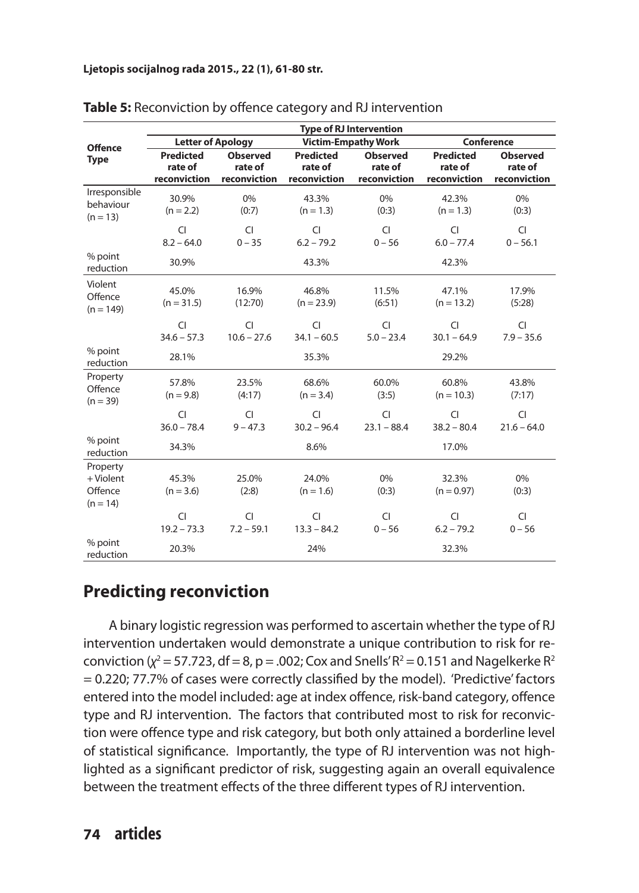**Table 5:** Reconviction by offence category and RJ intervention

| Offence Type | Type of RJ Intervention | | | | | |
|---|---|---|---|---|---|---|
| | Letter of Apology | | Victim-Empathy Work | | Conference | |
| | Predicted rate of reconviction | Observed rate of reconviction | Predicted rate of reconviction | Observed rate of reconviction | Predicted rate of reconviction | Observed rate of reconviction |
| Irresponsible behaviour (n = 13) | 30.9% (n = 2.2) | 0% (0:7) | 43.3% (n = 1.3) | 0% (0:3) | 42.3% (n = 1.3) | 0% (0:3) |
| | CI 8.2 – 64.0 | CI 0 – 35 | CI 6.2 – 79.2 | CI 0 – 56 | CI 6.0 – 77.4 | CI 0 – 56.1 |
| % point reduction | 30.9% | | 43.3% | | 42.3% | |
| Violent Offence (n = 149) | 45.0% (n = 31.5) | 16.9% (12:70) | 46.8% (n = 23.9) | 11.5% (6:51) | 47.1% (n = 13.2) | 17.9% (5:28) |
| | CI 34.6 – 57.3 | CI 10.6 – 27.6 | CI 34.1 – 60.5 | CI 5.0 – 23.4 | CI 30.1 – 64.9 | CI 7.9 – 35.6 |
| % point reduction | 28.1% | | 35.3% | | 29.2% | |
| Property Offence (n = 39) | 57.8% (n = 9.8) | 23.5% (4:17) | 68.6% (n = 3.4) | 60.0% (3:5) | 60.8% (n = 10.3) | 43.8% (7:17) |
| | CI 36.0 – 78.4 | CI 9 – 47.3 | CI 30.2 – 96.4 | CI 23.1 – 88.4 | CI 38.2 – 80.4 | CI 21.6 – 64.0 |
| % point reduction | 34.3% | | 8.6% | | 17.0% | |
| Property + Violent Offence (n = 14) | 45.3% (n = 3.6) | 25.0% (2:8) | 24.0% (n = 1.6) | 0% (0:3) | 32.3% (n = 0.97) | 0% (0:3) |
| | CI 19.2 – 73.3 | CI 7.2 – 59.1 | CI 13.3 – 84.2 | CI 0 – 56 | CI 6.2 – 79.2 | CI 0 – 56 |
| % point reduction | 20.3% | | 24% | | 32.3% | |

## Predicting reconviction

A binary logistic regression was performed to ascertain whether the type of RJ intervention undertaken would demonstrate a unique contribution to risk for reconviction ($\chi^2 = 57.723$, df = 8, p = .002; Cox and Snells' $R^2 = 0.151$ and Nagelkerke $R^2 = 0.220$; 77.7% of cases were correctly classified by the model). 'Predictive' factors entered into the model included: age at index offence, risk-band category, offence type and RJ intervention. The factors that contributed most to risk for reconviction were offence type and risk category, but both only attained a borderline level of statistical significance. Importantly, the type of RJ intervention was not highlighted as a significant predictor of risk, suggesting again an overall equivalence between the treatment effects of the three different types of RJ intervention.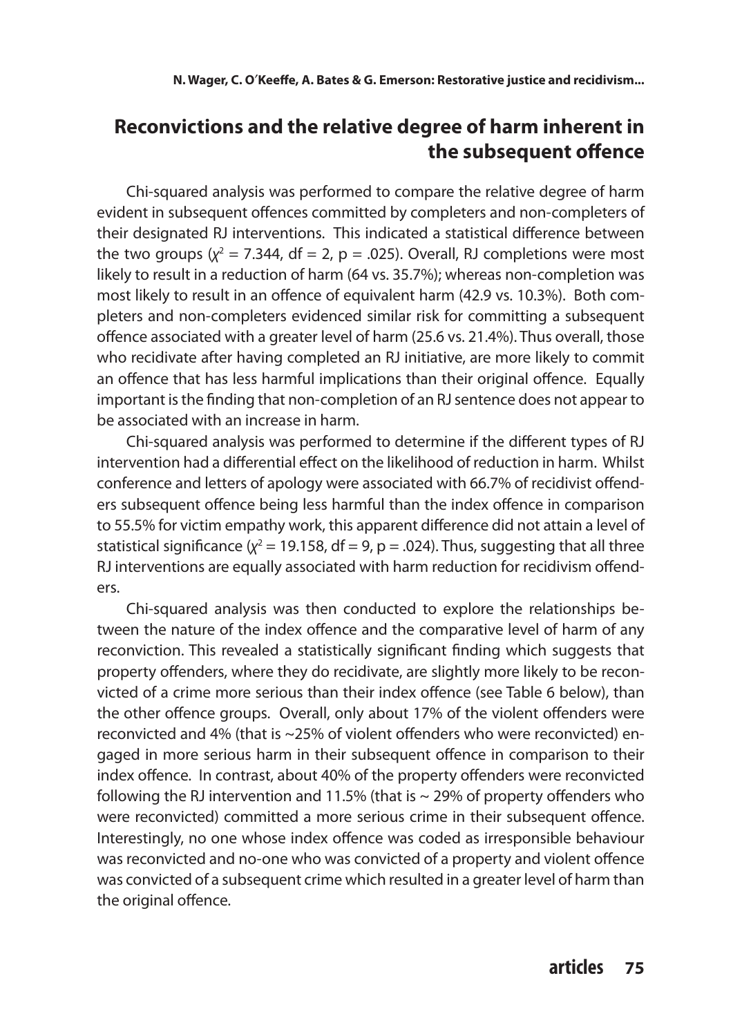## Reconvictions and the relative degree of harm inherent in the subsequent offence

Chi-squared analysis was performed to compare the relative degree of harm evident in subsequent offences committed by completers and non-completers of their designated RJ interventions. This indicated a statistical difference between the two groups ($\chi^2$ = 7.344, df = 2, p = .025). Overall, RJ completions were most likely to result in a reduction of harm (64 vs. 35.7%); whereas non-completion was most likely to result in an offence of equivalent harm (42.9 vs. 10.3%). Both completers and non-completers evidenced similar risk for committing a subsequent offence associated with a greater level of harm (25.6 vs. 21.4%). Thus overall, those who recidivate after having completed an RJ initiative, are more likely to commit an offence that has less harmful implications than their original offence. Equally important is the finding that non-completion of an RJ sentence does not appear to be associated with an increase in harm.

Chi-squared analysis was performed to determine if the different types of RJ intervention had a differential effect on the likelihood of reduction in harm. Whilst conference and letters of apology were associated with 66.7% of recidivist offenders subsequent offence being less harmful than the index offence in comparison to 55.5% for victim empathy work, this apparent difference did not attain a level of statistical significance ($\chi^2$ = 19.158, df = 9, p = .024). Thus, suggesting that all three RJ interventions are equally associated with harm reduction for recidivism offenders.

Chi-squared analysis was then conducted to explore the relationships between the nature of the index offence and the comparative level of harm of any reconviction. This revealed a statistically significant finding which suggests that property offenders, where they do recidivate, are slightly more likely to be reconvicted of a crime more serious than their index offence (see Table 6 below), than the other offence groups. Overall, only about 17% of the violent offenders were reconvicted and 4% (that is ~25% of violent offenders who were reconvicted) engaged in more serious harm in their subsequent offence in comparison to their index offence. In contrast, about 40% of the property offenders were reconvicted following the RJ intervention and 11.5% (that is ~ 29% of property offenders who were reconvicted) committed a more serious crime in their subsequent offence. Interestingly, no one whose index offence was coded as irresponsible behaviour was reconvicted and no-one who was convicted of a property and violent offence was convicted of a subsequent crime which resulted in a greater level of harm than the original offence.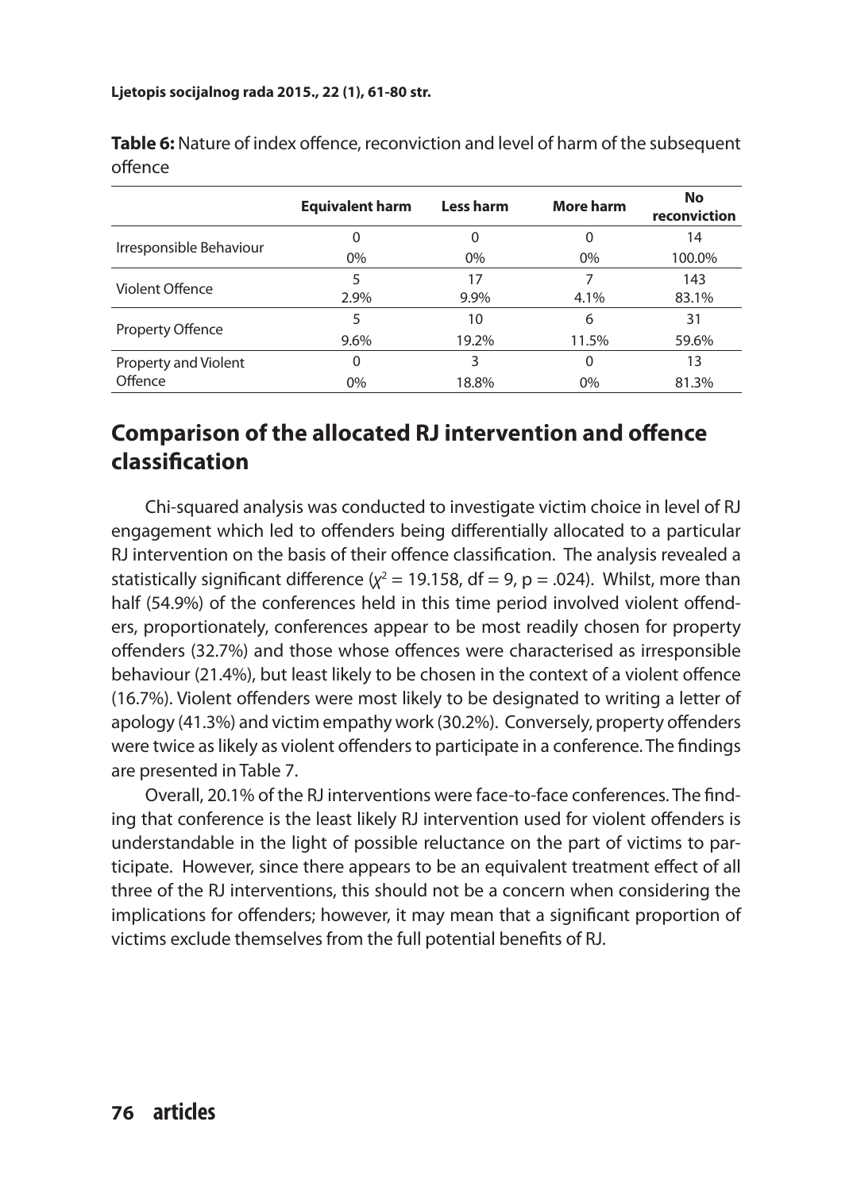**Table 6:** Nature of index offence, reconviction and level of harm of the subsequent offence

| | Equivalent harm | Less harm | More harm | No reconviction |
|---|---|---|---|---|
| Irresponsible Behaviour | 0<br>0% | 0<br>0% | 0<br>0% | 14<br>100.0% |
| Violent Offence | 5<br>2.9% | 17<br>9.9% | 7<br>4.1% | 143<br>83.1% |
| Property Offence | 5<br>9.6% | 10<br>19.2% | 6<br>11.5% | 31<br>59.6% |
| Property and Violent Offence | 0<br>0% | 3<br>18.8% | 0<br>0% | 13<br>81.3% |

## Comparison of the allocated RJ intervention and offence classification

Chi-squared analysis was conducted to investigate victim choice in level of RJ engagement which led to offenders being differentially allocated to a particular RJ intervention on the basis of their offence classification. The analysis revealed a statistically significant difference ($\chi^2 = 19.158$, df = 9, p = .024). Whilst, more than half (54.9%) of the conferences held in this time period involved violent offenders, proportionately, conferences appear to be most readily chosen for property offenders (32.7%) and those whose offences were characterised as irresponsible behaviour (21.4%), but least likely to be chosen in the context of a violent offence (16.7%). Violent offenders were most likely to be designated to writing a letter of apology (41.3%) and victim empathy work (30.2%). Conversely, property offenders were twice as likely as violent offenders to participate in a conference. The findings are presented in Table 7.

Overall, 20.1% of the RJ interventions were face-to-face conferences. The finding that conference is the least likely RJ intervention used for violent offenders is understandable in the light of possible reluctance on the part of victims to participate. However, since there appears to be an equivalent treatment effect of all three of the RJ interventions, this should not be a concern when considering the implications for offenders; however, it may mean that a significant proportion of victims exclude themselves from the full potential benefits of RJ.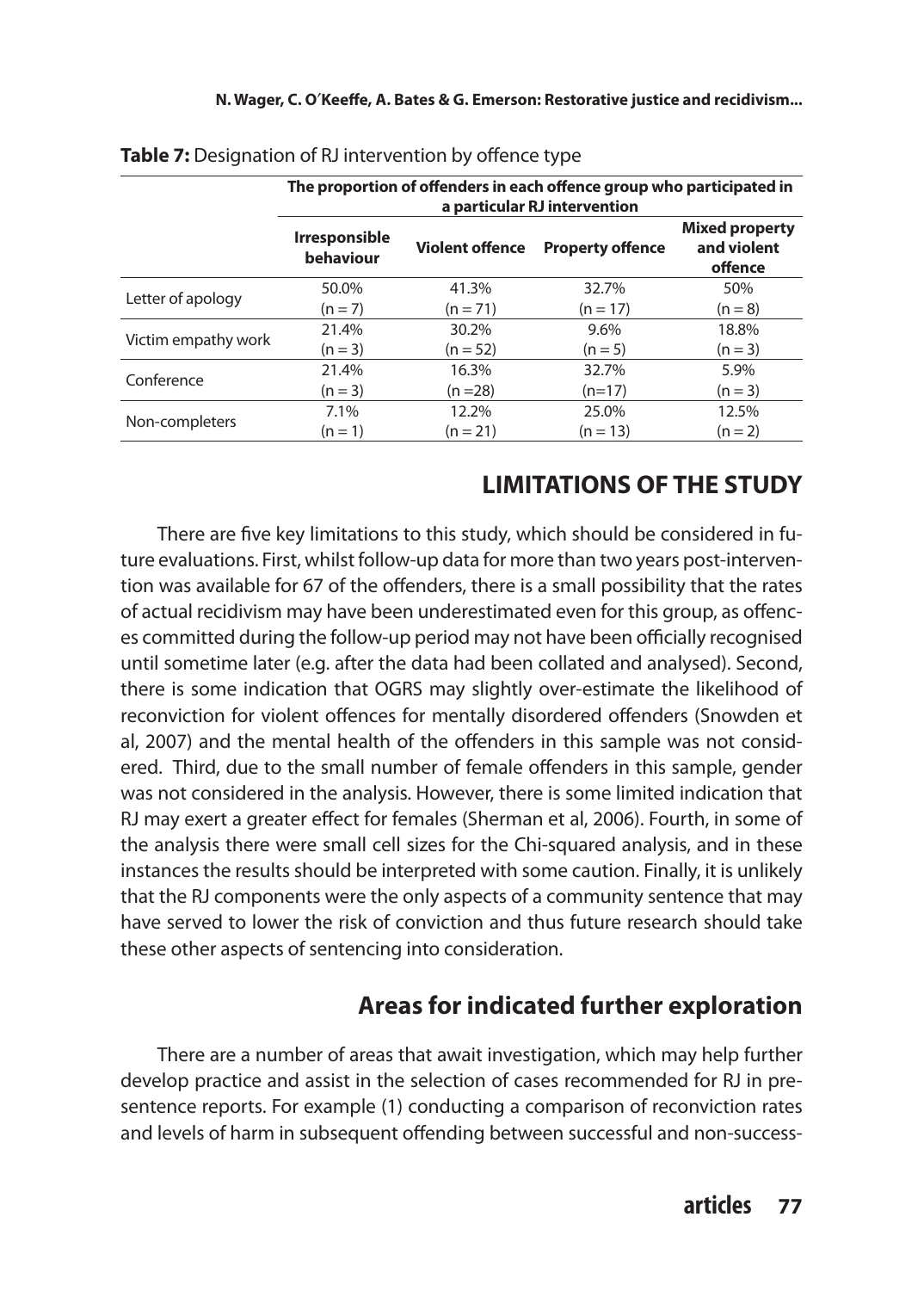**Table 7:** Designation of RJ intervention by offence type

| | The proportion of offenders in each offence group who participated in a particular RJ intervention | | | |
|---|---|---|---|---|
| | **Irresponsible behaviour** | **Violent offence** | **Property offence** | **Mixed property and violent offence** |
| Letter of apology | 50.0% (n = 7) | 41.3% (n = 71) | 32.7% (n = 17) | 50% (n = 8) |
| Victim empathy work | 21.4% (n = 3) | 30.2% (n = 52) | 9.6% (n = 5) | 18.8% (n = 3) |
| Conference | 21.4% (n = 3) | 16.3% (n =28) | 32.7% (n=17) | 5.9% (n = 3) |
| Non-completers | 7.1% (n = 1) | 12.2% (n = 21) | 25.0% (n = 13) | 12.5% (n = 2) |

## LIMITATIONS OF THE STUDY

There are five key limitations to this study, which should be considered in future evaluations. First, whilst follow-up data for more than two years post-intervention was available for 67 of the offenders, there is a small possibility that the rates of actual recidivism may have been underestimated even for this group, as offences committed during the follow-up period may not have been officially recognised until sometime later (e.g. after the data had been collated and analysed). Second, there is some indication that OGRS may slightly over-estimate the likelihood of reconviction for violent offences for mentally disordered offenders (Snowden et al, 2007) and the mental health of the offenders in this sample was not considered. Third, due to the small number of female offenders in this sample, gender was not considered in the analysis. However, there is some limited indication that RJ may exert a greater effect for females (Sherman et al, 2006). Fourth, in some of the analysis there were small cell sizes for the Chi-squared analysis, and in these instances the results should be interpreted with some caution. Finally, it is unlikely that the RJ components were the only aspects of a community sentence that may have served to lower the risk of conviction and thus future research should take these other aspects of sentencing into consideration.

## Areas for indicated further exploration

There are a number of areas that await investigation, which may help further develop practice and assist in the selection of cases recommended for RJ in pre-sentence reports. For example (1) conducting a comparison of reconviction rates and levels of harm in subsequent offending between successful and non-success-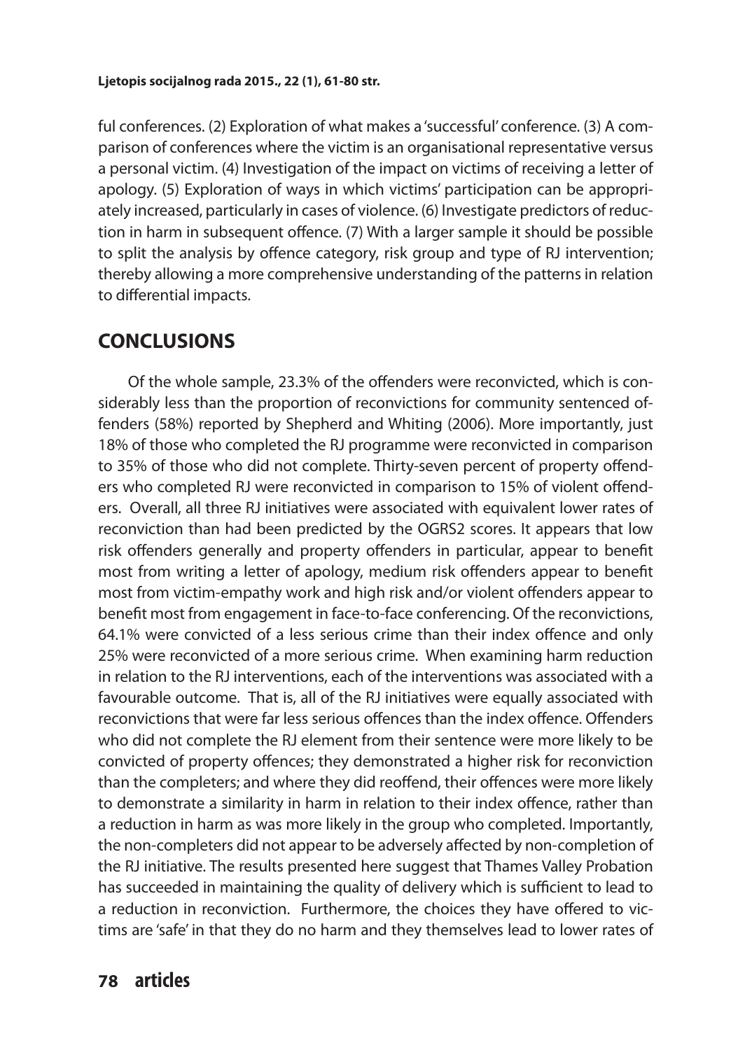ful conferences. (2) Exploration of what makes a 'successful' conference. (3) A comparison of conferences where the victim is an organisational representative versus a personal victim. (4) Investigation of the impact on victims of receiving a letter of apology. (5) Exploration of ways in which victims' participation can be appropriately increased, particularly in cases of violence. (6) Investigate predictors of reduction in harm in subsequent offence. (7) With a larger sample it should be possible to split the analysis by offence category, risk group and type of RJ intervention; thereby allowing a more comprehensive understanding of the patterns in relation to differential impacts.

## CONCLUSIONS

Of the whole sample, 23.3% of the offenders were reconvicted, which is considerably less than the proportion of reconvictions for community sentenced offenders (58%) reported by Shepherd and Whiting (2006). More importantly, just 18% of those who completed the RJ programme were reconvicted in comparison to 35% of those who did not complete. Thirty-seven percent of property offenders who completed RJ were reconvicted in comparison to 15% of violent offenders. Overall, all three RJ initiatives were associated with equivalent lower rates of reconviction than had been predicted by the OGRS2 scores. It appears that low risk offenders generally and property offenders in particular, appear to benefit most from writing a letter of apology, medium risk offenders appear to benefit most from victim-empathy work and high risk and/or violent offenders appear to benefit most from engagement in face-to-face conferencing. Of the reconvictions, 64.1% were convicted of a less serious crime than their index offence and only 25% were reconvicted of a more serious crime. When examining harm reduction in relation to the RJ interventions, each of the interventions was associated with a favourable outcome. That is, all of the RJ initiatives were equally associated with reconvictions that were far less serious offences than the index offence. Offenders who did not complete the RJ element from their sentence were more likely to be convicted of property offences; they demonstrated a higher risk for reconviction than the completers; and where they did reoffend, their offences were more likely to demonstrate a similarity in harm in relation to their index offence, rather than a reduction in harm as was more likely in the group who completed. Importantly, the non-completers did not appear to be adversely affected by non-completion of the RJ initiative. The results presented here suggest that Thames Valley Probation has succeeded in maintaining the quality of delivery which is sufficient to lead to a reduction in reconviction. Furthermore, the choices they have offered to victims are 'safe' in that they do no harm and they themselves lead to lower rates of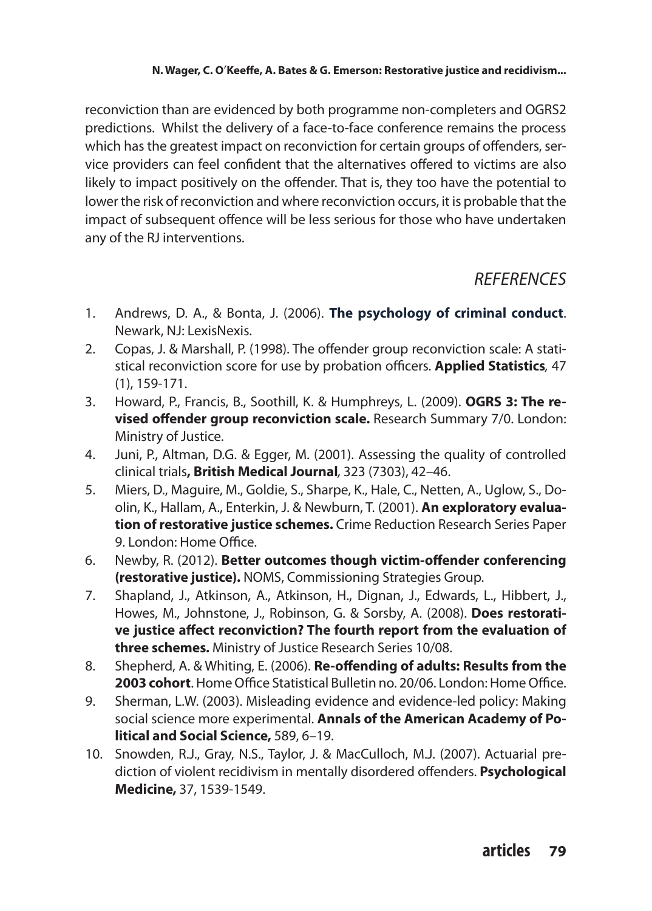reconviction than are evidenced by both programme non-completers and OGRS2 predictions. Whilst the delivery of a face-to-face conference remains the process which has the greatest impact on reconviction for certain groups of offenders, service providers can feel confident that the alternatives offered to victims are also likely to impact positively on the offender. That is, they too have the potential to lower the risk of reconviction and where reconviction occurs, it is probable that the impact of subsequent offence will be less serious for those who have undertaken any of the RJ interventions.

## *REFERENCES*

1. Andrews, D. A., & Bonta, J. (2006). **The psychology of criminal conduct**. Newark, NJ: LexisNexis.
2. Copas, J. & Marshall, P. (1998). The offender group reconviction scale: A statistical reconviction score for use by probation officers. **Applied Statistics***,* 47 (1), 159-171.
3. Howard, P., Francis, B., Soothill, K. & Humphreys, L. (2009). **OGRS 3: The revised offender group reconviction scale.** Research Summary 7/0. London: Ministry of Justice.
4. Juni, P., Altman, D.G. & Egger, M. (2001). Assessing the quality of controlled clinical trials**, British Medical Journal***,* 323 (7303), 42–46.
5. Miers, D., Maguire, M., Goldie, S., Sharpe, K., Hale, C., Netten, A., Uglow, S., Doolin, K., Hallam, A., Enterkin, J. & Newburn, T. (2001). **An exploratory evaluation of restorative justice schemes.** Crime Reduction Research Series Paper 9. London: Home Office.
6. Newby, R. (2012). **Better outcomes though victim-offender conferencing (restorative justice).** NOMS, Commissioning Strategies Group.
7. Shapland, J., Atkinson, A., Atkinson, H., Dignan, J., Edwards, L., Hibbert, J., Howes, M., Johnstone, J., Robinson, G. & Sorsby, A. (2008). **Does restorative justice affect reconviction? The fourth report from the evaluation of three schemes.** Ministry of Justice Research Series 10/08.
8. Shepherd, A. & Whiting, E. (2006). **Re-offending of adults: Results from the 2003 cohort**. Home Office Statistical Bulletin no. 20/06. London: Home Office.
9. Sherman, L.W. (2003). Misleading evidence and evidence-led policy: Making social science more experimental. **Annals of the American Academy of Political and Social Science,** 589, 6–19.
10. Snowden, R.J., Gray, N.S., Taylor, J. & MacCulloch, M.J. (2007). Actuarial prediction of violent recidivism in mentally disordered offenders. **Psychological Medicine,** 37, 1539-1549.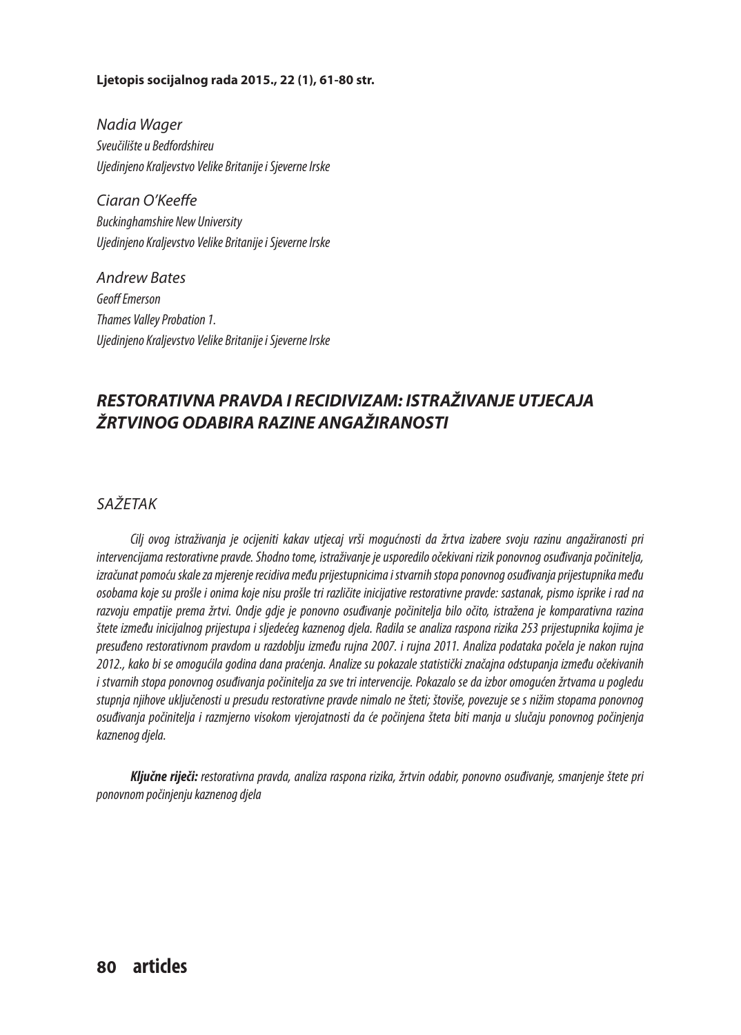Nadia Wager  
*Sveučilište u Bedfordshireu*  
*Ujedinjeno Kraljevstvo Velike Britanije i Sjeverne Irske*

Ciaran O'Keeffe  
*Buckinghamshire New University*  
*Ujedinjeno Kraljevstvo Velike Britanije i Sjeverne Irske*

Andrew Bates  
*Geoff Emerson*  
*Thames Valley Probation 1.*  
*Ujedinjeno Kraljevstvo Velike Britanije i Sjeverne Irske*

# *RESTORATIVNA PRAVDA I RECIDIVIZAM: ISTRAŽIVANJE UTJECAJA ŽRTVINOG ODABIRA RAZINE ANGAŽIRANOSTI*

## *SAŽETAK*

*Cilj ovog istraživanja je ocijeniti kakav utjecaj vrši mogućnosti da žrtva izabere svoju razinu angažiranosti pri intervencijama restorativne pravde. Shodno tome, istraživanje je usporedilo očekivani rizik ponovnog osuđivanja počinitelja, izračunat pomoću skale za mjerenje recidiva među prijestupnicima i stvarnih stopa ponovnog osuđivanja prijestupnika među osobama koje su prošle i onima koje nisu prošle tri različite inicijative restorativne pravde: sastanak, pismo isprike i rad na razvoju empatije prema žrtvi. Ondje gdje je ponovno osuđivanje počinitelja bilo očito, istražena je komparativna razina štete između inicijalnog prijestupa i sljedećeg kaznenog djela. Radila se analiza raspona rizika 253 prijestupnika kojima je presuđeno restorativnom pravdom u razdoblju između rujna 2007. i rujna 2011. Analiza podataka počela je nakon rujna 2012., kako bi se omogućila godina dana praćenja. Analize su pokazale statistički značajna odstupanja između očekivanih i stvarnih stopa ponovnog osuđivanja počinitelja za sve tri intervencije. Pokazalo se da izbor omogućen žrtvama u pogledu stupnja njihove uključenosti u presudu restorativne pravde nimalo ne šteti; štoviše, povezuje se s nižim stopama ponovnog osuđivanja počinitelja i razmjerno visokom vjerojatnosti da će počinjena šteta biti manja u slučaju ponovnog počinjenja kaznenog djela.*

***Ključne riječi:*** *restorativna pravda, analiza raspona rizika, žrtvin odabir, ponovno osuđivanje, smanjenje štete pri ponovnom počinjenju kaznenog djela*